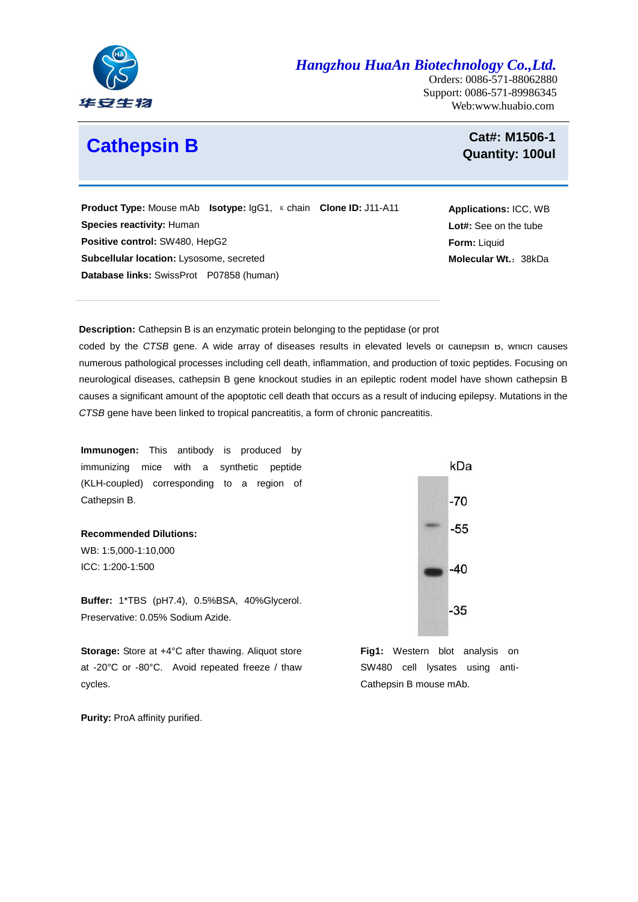# Cathepsin B

**Cat#: M1506-1**
**Quantity: 100ul**

Hangzhou HuaAn Biotechnology Co.,Ltd.
Orders: 0086-571-88062880
Support: 0086-571-89986345
Web:www.huabio.com

**Product Type:** Mouse mAb **Isotype:** IgG1, κ chain **Clone ID:** J11-A11
**Species reactivity:** Human
**Positive control:** SW480, HepG2
**Subcellular location:** Lysosome, secreted
**Database links:** SwissProt P07858 (human)

**Applications:** ICC, WB
**Lot#:** See on the tube
**Form:** Liquid
**Molecular Wt.**: 38kDa

**Description:** Cathepsin B is an enzymatic protein belonging to the peptidase (or prot coded by the *CTSB* gene. A wide array of diseases results in elevated levels of cathepsin B, which causes numerous pathological processes including cell death, inflammation, and production of toxic peptides. Focusing on neurological diseases, cathepsin B gene knockout studies in an epileptic rodent model have shown cathepsin B causes a significant amount of the apoptotic cell death that occurs as a result of inducing epilepsy. Mutations in the *CTSB* gene have been linked to tropical pancreatitis, a form of chronic pancreatitis.

**Immunogen:** This antibody is produced by immunizing mice with a synthetic peptide (KLH-coupled) corresponding to a region of Cathepsin B.

**Recommended Dilutions:**
WB: 1:5,000-1:10,000
ICC: 1:200-1:500

**Buffer:** 1*TBS (pH7.4), 0.5%BSA, 40%Glycerol. Preservative: 0.05% Sodium Azide.

**Storage:** Store at +4°C after thawing. Aliquot store at -20°C or -80°C. Avoid repeated freeze / thaw cycles.

**Purity:** ProA affinity purified.

**Fig1:** Western blot analysis on SW480 cell lysates using anti-Cathepsin B mouse mAb.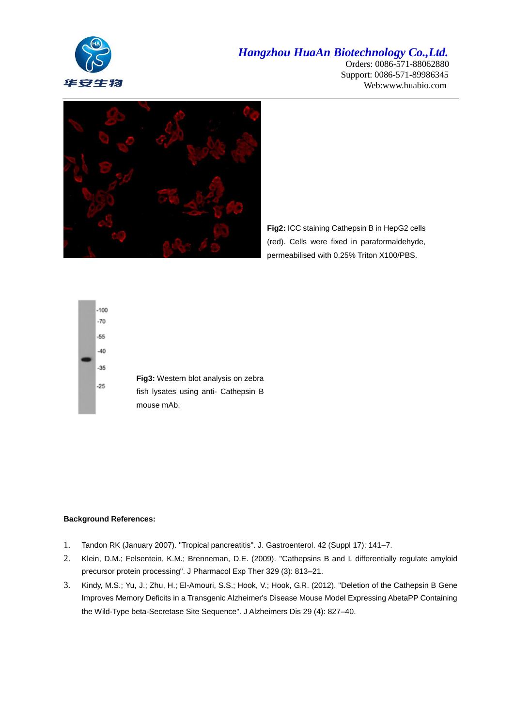**Fig2:** ICC staining Cathepsin B in HepG2 cells (red). Cells were fixed in paraformaldehyde, permeabilised with 0.25% Triton X100/PBS.

-100
-70
-55
-40
-35
-25

**Fig3:** Western blot analysis on zebra fish lysates using anti- Cathepsin B mouse mAb.

**Background References:**

1. Tandon RK (January 2007). "Tropical pancreatitis". J. Gastroenterol. 42 (Suppl 17): 141–7.
2. Klein, D.M.; Felsentein, K.M.; Brenneman, D.E. (2009). "Cathepsins B and L differentially regulate amyloid precursor protein processing". J Pharmacol Exp Ther 329 (3): 813–21.
3. Kindy, M.S.; Yu, J.; Zhu, H.; El-Amouri, S.S.; Hook, V.; Hook, G.R. (2012). "Deletion of the Cathepsin B Gene Improves Memory Deficits in a Transgenic Alzheimer's Disease Mouse Model Expressing AbetaPP Containing the Wild-Type beta-Secretase Site Sequence". J Alzheimers Dis 29 (4): 827–40.